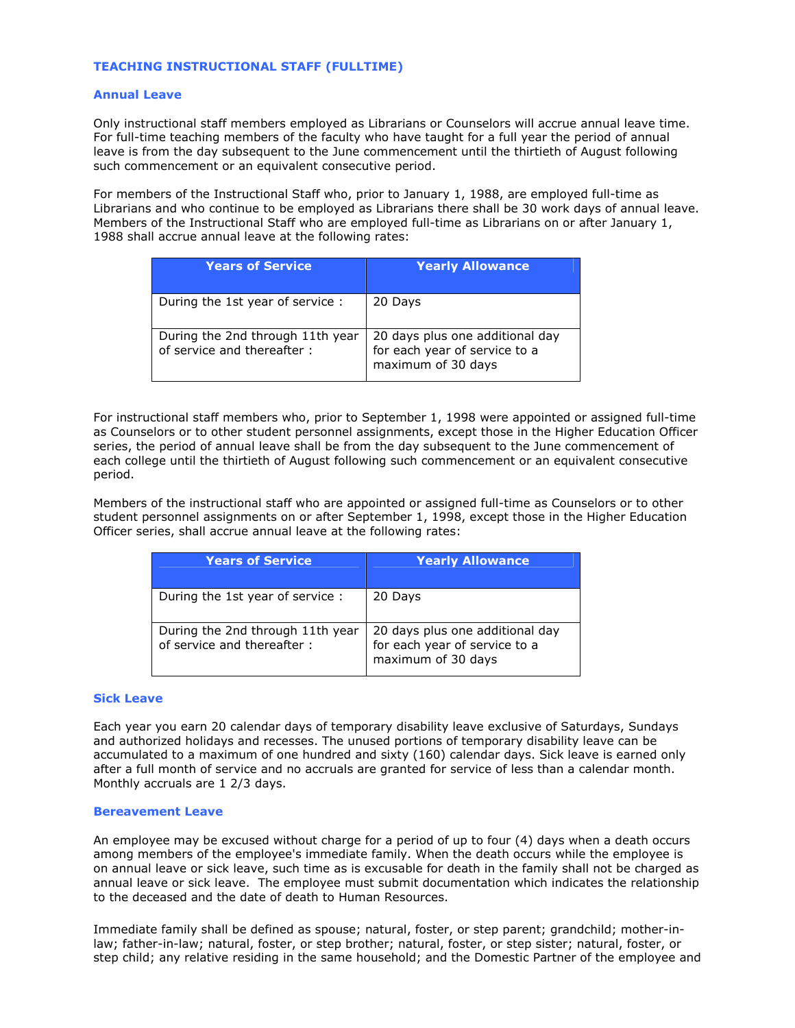## TEACHING INSTRUCTIONAL STAFF (FULLTIME)

### Annual Leave

Only instructional staff members employed as Librarians or Counselors will accrue annual leave time. For full-time teaching members of the faculty who have taught for a full year the period of annual leave is from the day subsequent to the June commencement until the thirtieth of August following such commencement or an equivalent consecutive period.

For members of the Instructional Staff who, prior to January 1, 1988, are employed full-time as Librarians and who continue to be employed as Librarians there shall be 30 work days of annual leave. Members of the Instructional Staff who are employed full-time as Librarians on or after January 1, 1988 shall accrue annual leave at the following rates:

| Years of Service | Yearly Allowance |
|---|---|
| During the 1st year of service : | 20 Days |
| During the 2nd through 11th year of service and thereafter : | 20 days plus one additional day for each year of service to a maximum of 30 days |

For instructional staff members who, prior to September 1, 1998 were appointed or assigned full-time as Counselors or to other student personnel assignments, except those in the Higher Education Officer series, the period of annual leave shall be from the day subsequent to the June commencement of each college until the thirtieth of August following such commencement or an equivalent consecutive period.

Members of the instructional staff who are appointed or assigned full-time as Counselors or to other student personnel assignments on or after September 1, 1998, except those in the Higher Education Officer series, shall accrue annual leave at the following rates:

| Years of Service | Yearly Allowance |
|---|---|
| During the 1st year of service : | 20 Days |
| During the 2nd through 11th year of service and thereafter : | 20 days plus one additional day for each year of service to a maximum of 30 days |

### Sick Leave

Each year you earn 20 calendar days of temporary disability leave exclusive of Saturdays, Sundays and authorized holidays and recesses. The unused portions of temporary disability leave can be accumulated to a maximum of one hundred and sixty (160) calendar days. Sick leave is earned only after a full month of service and no accruals are granted for service of less than a calendar month. Monthly accruals are 1 2/3 days.

### Bereavement Leave

An employee may be excused without charge for a period of up to four (4) days when a death occurs among members of the employee's immediate family. When the death occurs while the employee is on annual leave or sick leave, such time as is excusable for death in the family shall not be charged as annual leave or sick leave. The employee must submit documentation which indicates the relationship to the deceased and the date of death to Human Resources.

Immediate family shall be defined as spouse; natural, foster, or step parent; grandchild; mother-in-law; father-in-law; natural, foster, or step brother; natural, foster, or step sister; natural, foster, or step child; any relative residing in the same household; and the Domestic Partner of the employee and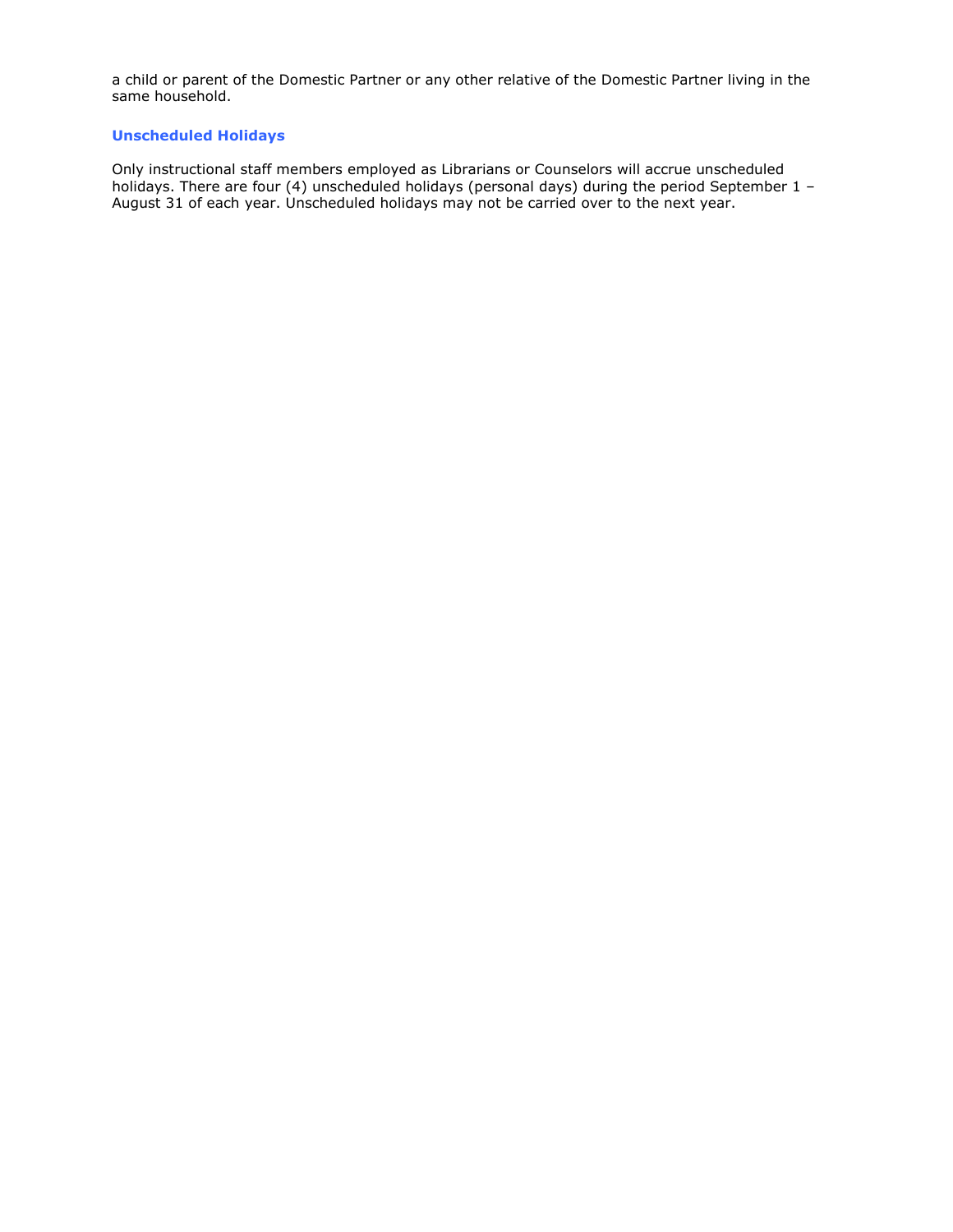a child or parent of the Domestic Partner or any other relative of the Domestic Partner living in the same household.

### Unscheduled Holidays

Only instructional staff members employed as Librarians or Counselors will accrue unscheduled holidays. There are four (4) unscheduled holidays (personal days) during the period September 1 – August 31 of each year. Unscheduled holidays may not be carried over to the next year.